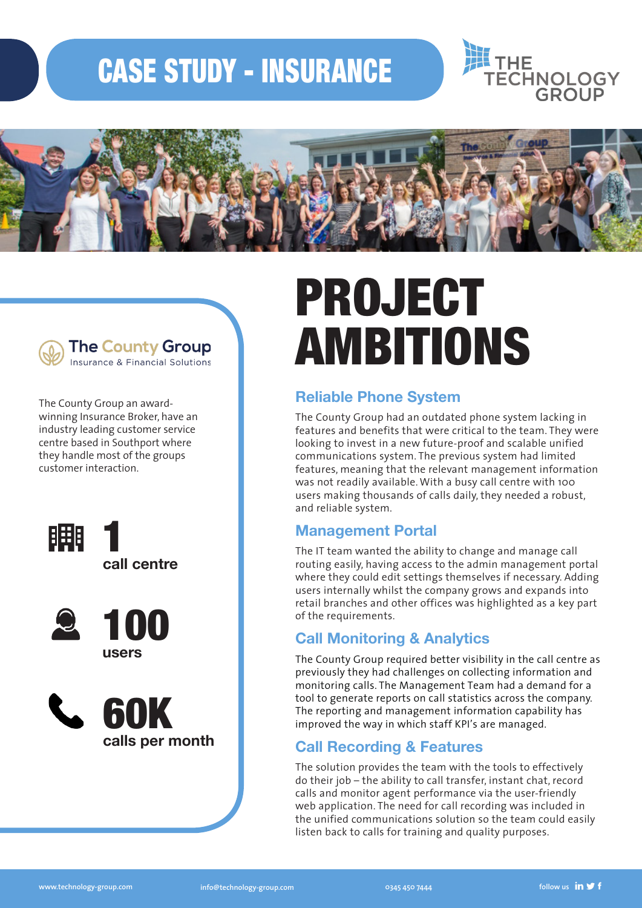# CASE STUDY - INSURANCE

THE TECHNOLOGY GROUP

**The County Group**
Insurance & Financial Solutions

The County Group an award-winning Insurance Broker, have an industry leading customer service centre based in Southport where they handle most of the groups customer interaction.

**1** call centre

**100** users

**60K** calls per month

# PROJECT AMBITIONS

## Reliable Phone System

The County Group had an outdated phone system lacking in features and benefits that were critical to the team. They were looking to invest in a new future-proof and scalable unified communications system. The previous system had limited features, meaning that the relevant management information was not readily available. With a busy call centre with 100 users making thousands of calls daily, they needed a robust, and reliable system.

## Management Portal

The IT team wanted the ability to change and manage call routing easily, having access to the admin management portal where they could edit settings themselves if necessary. Adding users internally whilst the company grows and expands into retail branches and other offices was highlighted as a key part of the requirements.

## Call Monitoring & Analytics

The County Group required better visibility in the call centre as previously they had challenges on collecting information and monitoring calls. The Management Team had a demand for a tool to generate reports on call statistics across the company. The reporting and management information capability has improved the way in which staff KPI's are managed.

## Call Recording & Features

The solution provides the team with the tools to effectively do their job – the ability to call transfer, instant chat, record calls and monitor agent performance via the user-friendly web application. The need for call recording was included in the unified communications solution so the team could easily listen back to calls for training and quality purposes.

www.technology-group.com   info@technology-group.com   0345 450 7444   follow us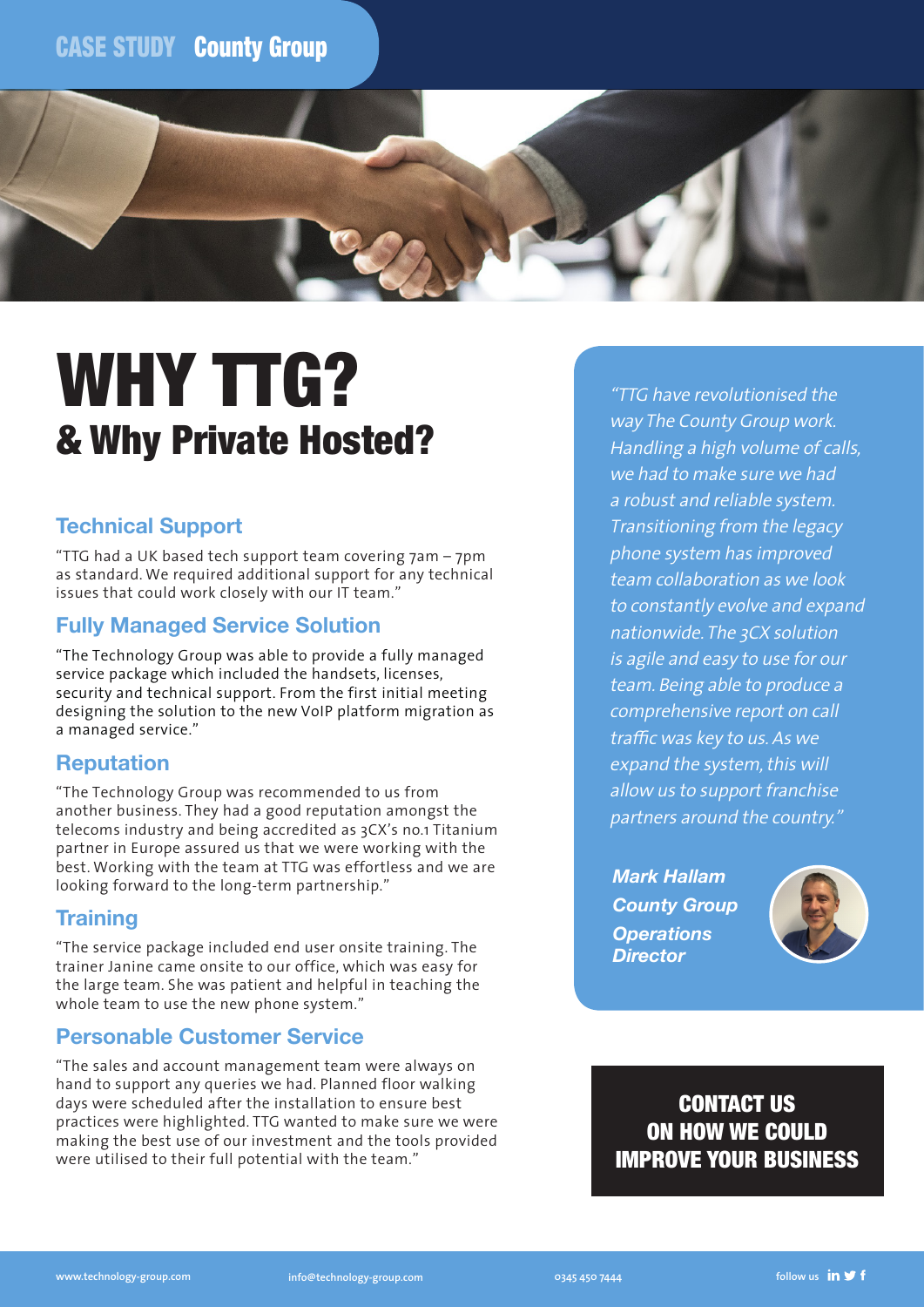CASE STUDY **County Group**

# WHY TTG?

## & Why Private Hosted?

### Technical Support

"TTG had a UK based tech support team covering 7am – 7pm as standard. We required additional support for any technical issues that could work closely with our IT team."

### Fully Managed Service Solution

"The Technology Group was able to provide a fully managed service package which included the handsets, licenses, security and technical support. From the first initial meeting designing the solution to the new VoIP platform migration as a managed service."

### Reputation

"The Technology Group was recommended to us from another business. They had a good reputation amongst the telecoms industry and being accredited as 3CX's no.1 Titanium partner in Europe assured us that we were working with the best. Working with the team at TTG was effortless and we are looking forward to the long-term partnership."

### Training

"The service package included end user onsite training. The trainer Janine came onsite to our office, which was easy for the large team. She was patient and helpful in teaching the whole team to use the new phone system."

### Personable Customer Service

"The sales and account management team were always on hand to support any queries we had. Planned floor walking days were scheduled after the installation to ensure best practices were highlighted. TTG wanted to make sure we were making the best use of our investment and the tools provided were utilised to their full potential with the team."

*"TTG have revolutionised the way The County Group work. Handling a high volume of calls, we had to make sure we had a robust and reliable system. Transitioning from the legacy phone system has improved team collaboration as we look to constantly evolve and expand nationwide. The 3CX solution is agile and easy to use for our team. Being able to produce a comprehensive report on call traffic was key to us. As we expand the system, this will allow us to support franchise partners around the country."*

***Mark Hallam***
***County Group Operations Director***

**CONTACT US ON HOW WE COULD IMPROVE YOUR BUSINESS**

www.technology-group.com | info@technology-group.com | 0345 450 7444 | follow us